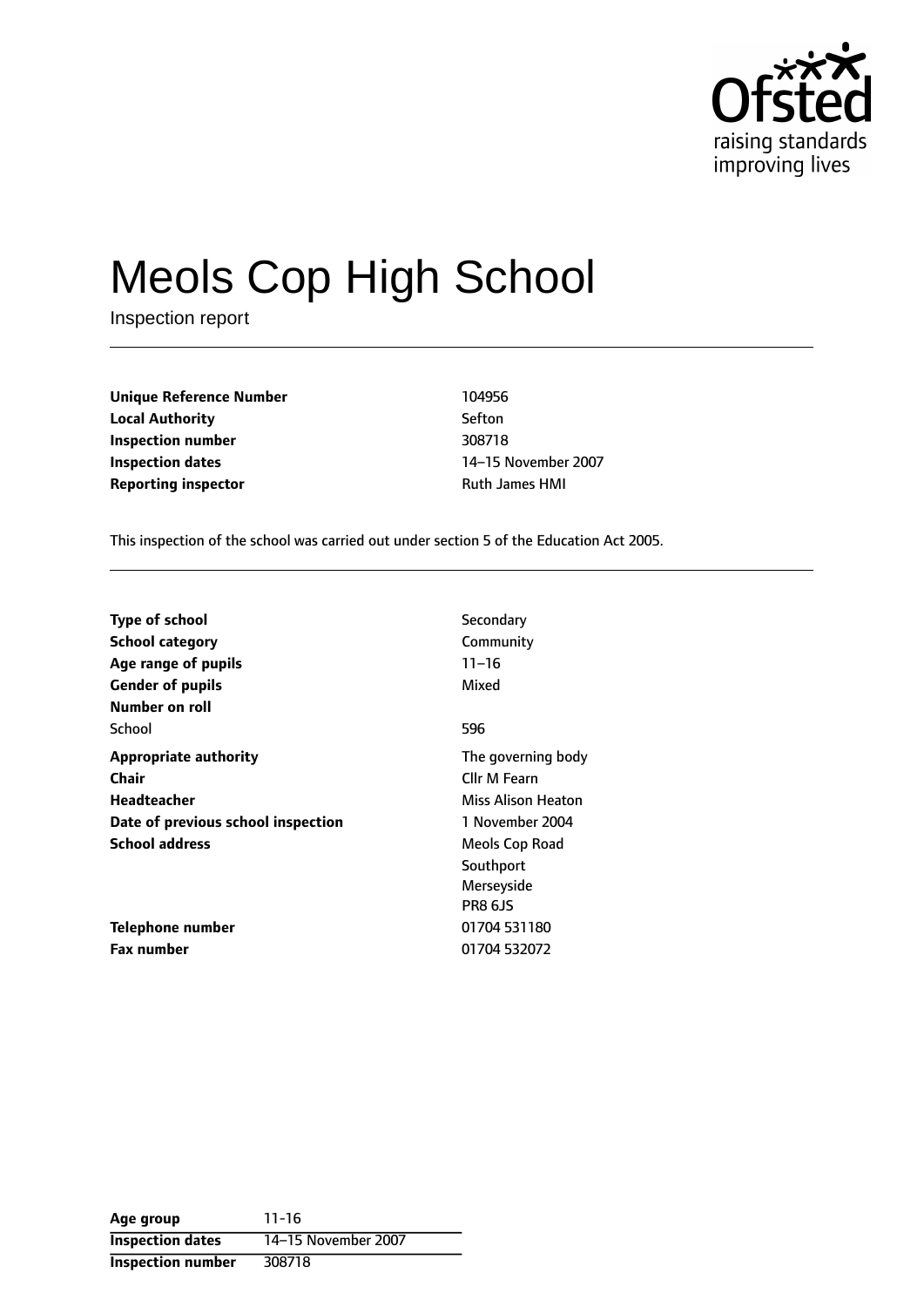# Meols Cop High School

Inspection report

| | |
|---|---|
| **Unique Reference Number** | 104956 |
| **Local Authority** | Sefton |
| **Inspection number** | 308718 |
| **Inspection dates** | 14–15 November 2007 |
| **Reporting inspector** | Ruth James HMI |

This inspection of the school was carried out under section 5 of the Education Act 2005.

| | |
|---|---|
| **Type of school** | Secondary |
| **School category** | Community |
| **Age range of pupils** | 11–16 |
| **Gender of pupils** | Mixed |
| **Number on roll** | |
| School | 596 |
| **Appropriate authority** | The governing body |
| **Chair** | Cllr M Fearn |
| **Headteacher** | Miss Alison Heaton |
| **Date of previous school inspection** | 1 November 2004 |
| **School address** | Meols Cop Road<br>Southport<br>Merseyside<br>PR8 6JS |
| **Telephone number** | 01704 531180 |
| **Fax number** | 01704 532072 |

| | |
|---|---|
| **Age group** | 11-16 |
| **Inspection dates** | 14–15 November 2007 |
| **Inspection number** | 308718 |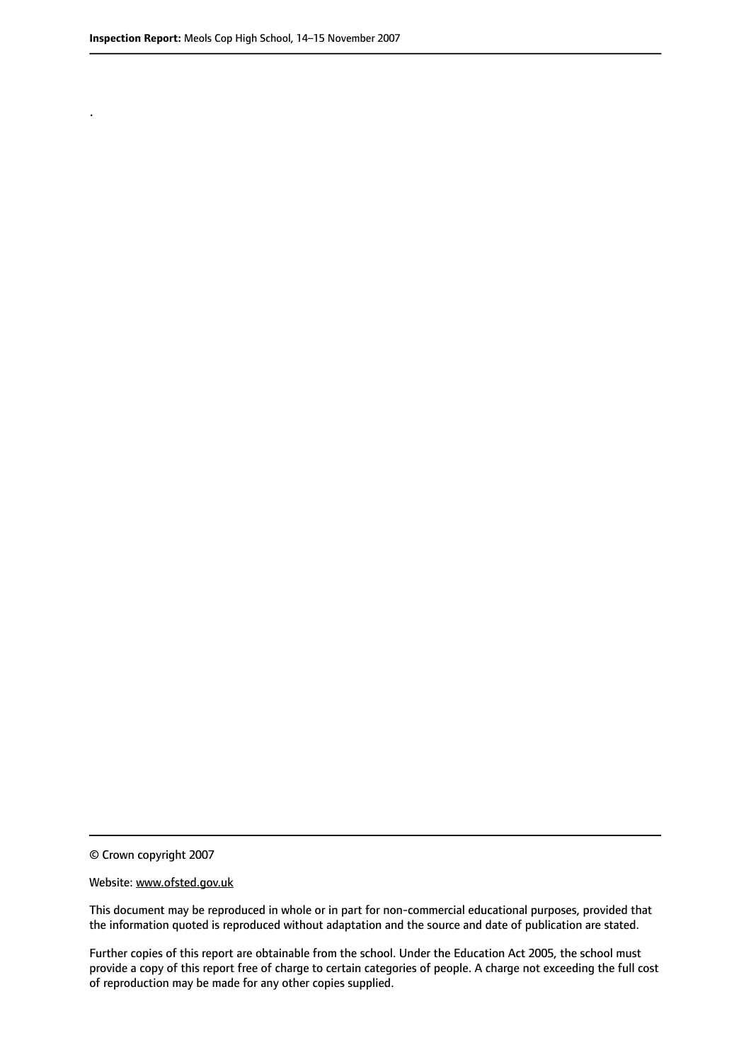.

© Crown copyright 2007

Website: www.ofsted.gov.uk

This document may be reproduced in whole or in part for non-commercial educational purposes, provided that the information quoted is reproduced without adaptation and the source and date of publication are stated.

Further copies of this report are obtainable from the school. Under the Education Act 2005, the school must provide a copy of this report free of charge to certain categories of people. A charge not exceeding the full cost of reproduction may be made for any other copies supplied.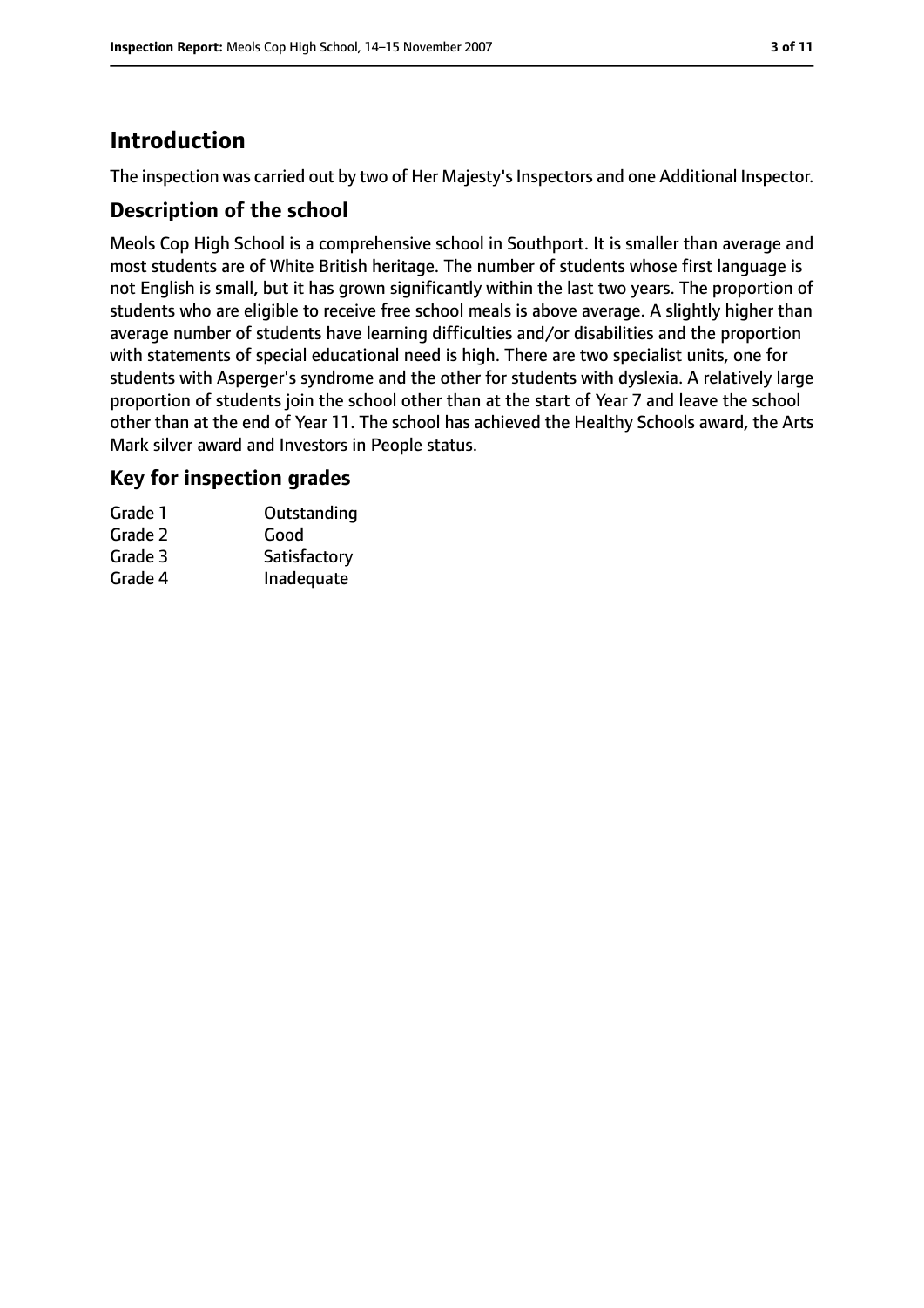# Introduction

The inspection was carried out by two of Her Majesty's Inspectors and one Additional Inspector.

## Description of the school

Meols Cop High School is a comprehensive school in Southport. It is smaller than average and most students are of White British heritage. The number of students whose first language is not English is small, but it has grown significantly within the last two years. The proportion of students who are eligible to receive free school meals is above average. A slightly higher than average number of students have learning difficulties and/or disabilities and the proportion with statements of special educational need is high. There are two specialist units, one for students with Asperger's syndrome and the other for students with dyslexia. A relatively large proportion of students join the school other than at the start of Year 7 and leave the school other than at the end of Year 11. The school has achieved the Healthy Schools award, the Arts Mark silver award and Investors in People status.

## Key for inspection grades

| | |
|---|---|
| Grade 1 | Outstanding |
| Grade 2 | Good |
| Grade 3 | Satisfactory |
| Grade 4 | Inadequate |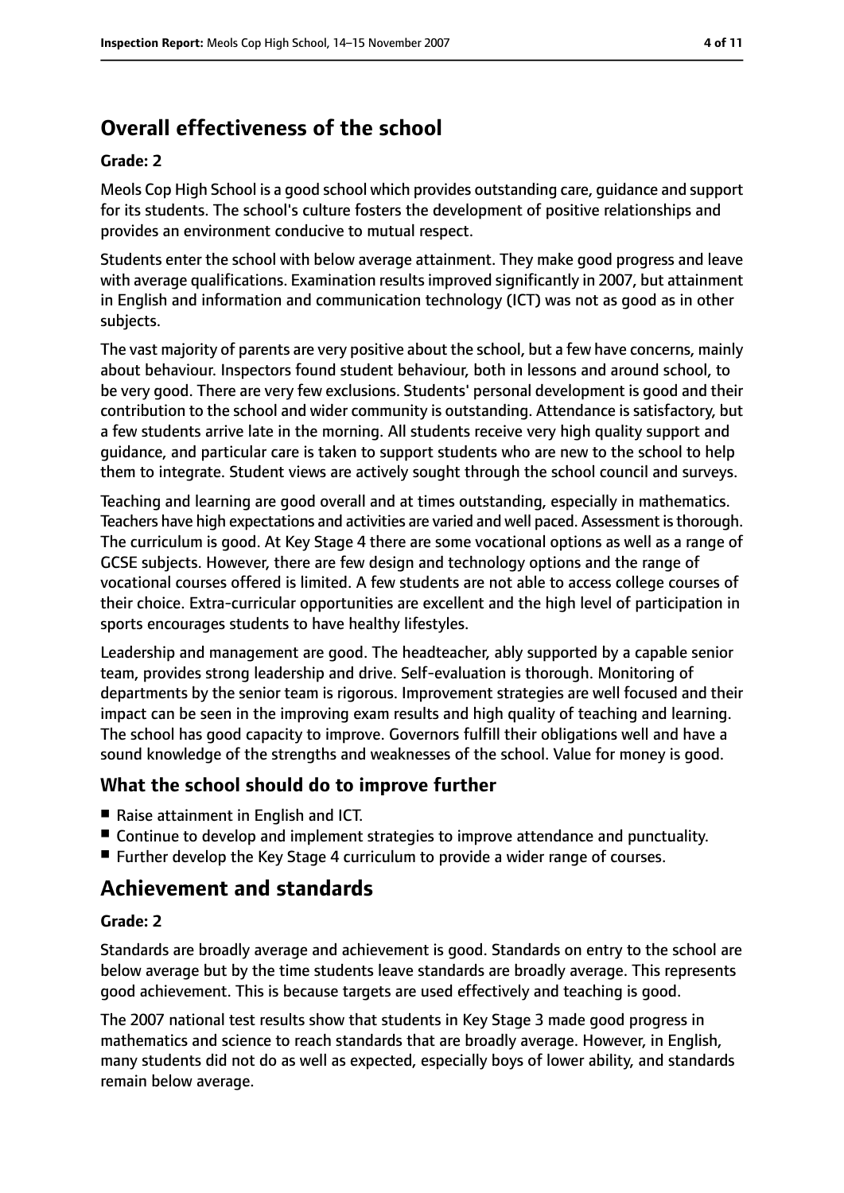## Overall effectiveness of the school

**Grade: 2**

Meols Cop High School is a good school which provides outstanding care, guidance and support for its students. The school's culture fosters the development of positive relationships and provides an environment conducive to mutual respect.

Students enter the school with below average attainment. They make good progress and leave with average qualifications. Examination results improved significantly in 2007, but attainment in English and information and communication technology (ICT) was not as good as in other subjects.

The vast majority of parents are very positive about the school, but a few have concerns, mainly about behaviour. Inspectors found student behaviour, both in lessons and around school, to be very good. There are very few exclusions. Students' personal development is good and their contribution to the school and wider community is outstanding. Attendance is satisfactory, but a few students arrive late in the morning. All students receive very high quality support and guidance, and particular care is taken to support students who are new to the school to help them to integrate. Student views are actively sought through the school council and surveys.

Teaching and learning are good overall and at times outstanding, especially in mathematics. Teachers have high expectations and activities are varied and well paced. Assessment is thorough. The curriculum is good. At Key Stage 4 there are some vocational options as well as a range of GCSE subjects. However, there are few design and technology options and the range of vocational courses offered is limited. A few students are not able to access college courses of their choice. Extra-curricular opportunities are excellent and the high level of participation in sports encourages students to have healthy lifestyles.

Leadership and management are good. The headteacher, ably supported by a capable senior team, provides strong leadership and drive. Self-evaluation is thorough. Monitoring of departments by the senior team is rigorous. Improvement strategies are well focused and their impact can be seen in the improving exam results and high quality of teaching and learning. The school has good capacity to improve. Governors fulfill their obligations well and have a sound knowledge of the strengths and weaknesses of the school. Value for money is good.

### What the school should do to improve further

- Raise attainment in English and ICT.
- Continue to develop and implement strategies to improve attendance and punctuality.
- Further develop the Key Stage 4 curriculum to provide a wider range of courses.

## Achievement and standards

**Grade: 2**

Standards are broadly average and achievement is good. Standards on entry to the school are below average but by the time students leave standards are broadly average. This represents good achievement. This is because targets are used effectively and teaching is good.

The 2007 national test results show that students in Key Stage 3 made good progress in mathematics and science to reach standards that are broadly average. However, in English, many students did not do as well as expected, especially boys of lower ability, and standards remain below average.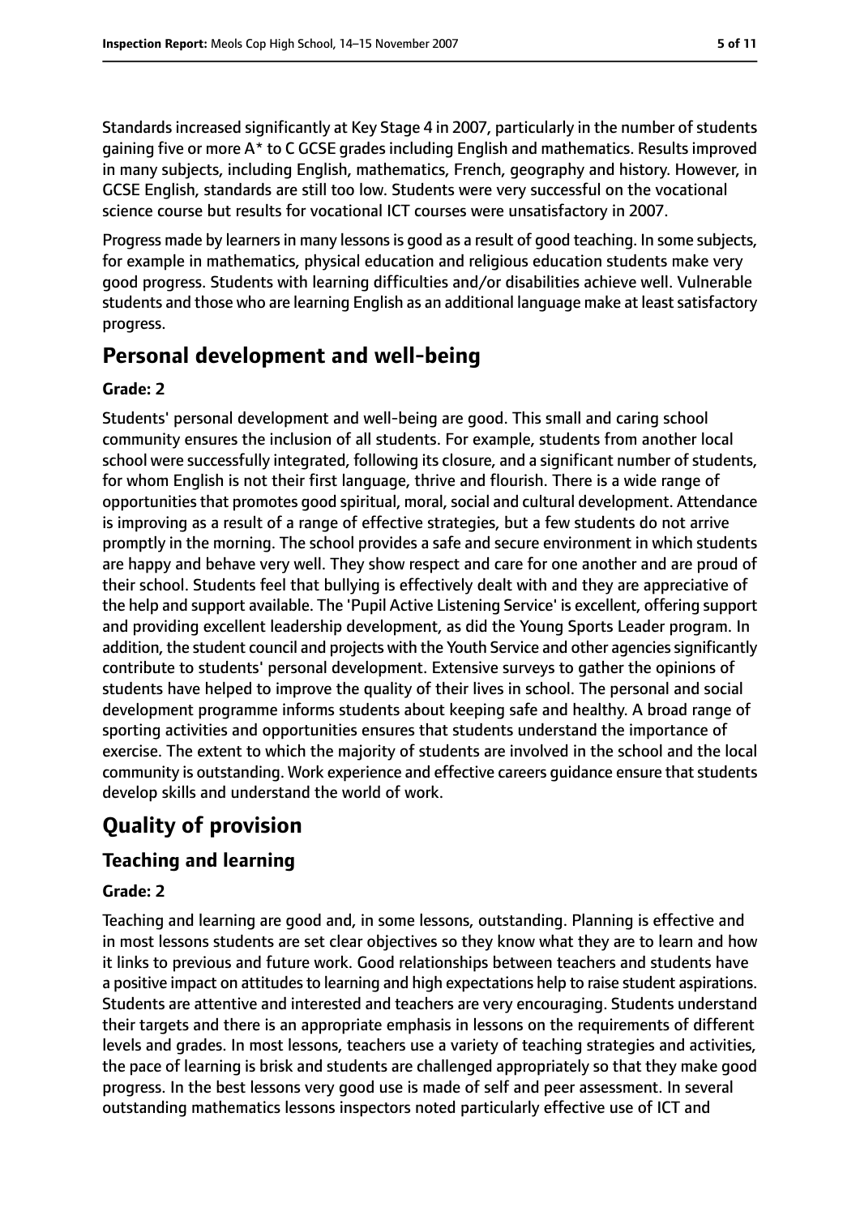Standards increased significantly at Key Stage 4 in 2007, particularly in the number of students gaining five or more A* to C GCSE grades including English and mathematics. Results improved in many subjects, including English, mathematics, French, geography and history. However, in GCSE English, standards are still too low. Students were very successful on the vocational science course but results for vocational ICT courses were unsatisfactory in 2007.

Progress made by learners in many lessons is good as a result of good teaching. In some subjects, for example in mathematics, physical education and religious education students make very good progress. Students with learning difficulties and/or disabilities achieve well. Vulnerable students and those who are learning English as an additional language make at least satisfactory progress.

## Personal development and well-being

**Grade: 2**

Students' personal development and well-being are good. This small and caring school community ensures the inclusion of all students. For example, students from another local school were successfully integrated, following its closure, and a significant number of students, for whom English is not their first language, thrive and flourish. There is a wide range of opportunities that promotes good spiritual, moral, social and cultural development. Attendance is improving as a result of a range of effective strategies, but a few students do not arrive promptly in the morning. The school provides a safe and secure environment in which students are happy and behave very well. They show respect and care for one another and are proud of their school. Students feel that bullying is effectively dealt with and they are appreciative of the help and support available. The 'Pupil Active Listening Service' is excellent, offering support and providing excellent leadership development, as did the Young Sports Leader program. In addition, the student council and projects with the Youth Service and other agencies significantly contribute to students' personal development. Extensive surveys to gather the opinions of students have helped to improve the quality of their lives in school. The personal and social development programme informs students about keeping safe and healthy. A broad range of sporting activities and opportunities ensures that students understand the importance of exercise. The extent to which the majority of students are involved in the school and the local community is outstanding. Work experience and effective careers guidance ensure that students develop skills and understand the world of work.

# Quality of provision

## Teaching and learning

**Grade: 2**

Teaching and learning are good and, in some lessons, outstanding. Planning is effective and in most lessons students are set clear objectives so they know what they are to learn and how it links to previous and future work. Good relationships between teachers and students have a positive impact on attitudes to learning and high expectations help to raise student aspirations. Students are attentive and interested and teachers are very encouraging. Students understand their targets and there is an appropriate emphasis in lessons on the requirements of different levels and grades. In most lessons, teachers use a variety of teaching strategies and activities, the pace of learning is brisk and students are challenged appropriately so that they make good progress. In the best lessons very good use is made of self and peer assessment. In several outstanding mathematics lessons inspectors noted particularly effective use of ICT and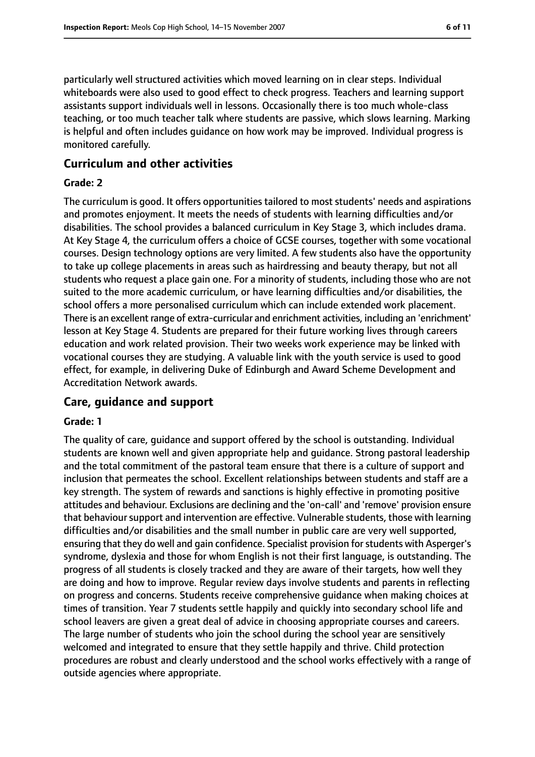particularly well structured activities which moved learning on in clear steps. Individual whiteboards were also used to good effect to check progress. Teachers and learning support assistants support individuals well in lessons. Occasionally there is too much whole-class teaching, or too much teacher talk where students are passive, which slows learning. Marking is helpful and often includes guidance on how work may be improved. Individual progress is monitored carefully.

## Curriculum and other activities

### Grade: 2

The curriculum is good. It offers opportunities tailored to most students' needs and aspirations and promotes enjoyment. It meets the needs of students with learning difficulties and/or disabilities. The school provides a balanced curriculum in Key Stage 3, which includes drama. At Key Stage 4, the curriculum offers a choice of GCSE courses, together with some vocational courses. Design technology options are very limited. A few students also have the opportunity to take up college placements in areas such as hairdressing and beauty therapy, but not all students who request a place gain one. For a minority of students, including those who are not suited to the more academic curriculum, or have learning difficulties and/or disabilities, the school offers a more personalised curriculum which can include extended work placement. There is an excellent range of extra-curricular and enrichment activities, including an 'enrichment' lesson at Key Stage 4. Students are prepared for their future working lives through careers education and work related provision. Their two weeks work experience may be linked with vocational courses they are studying. A valuable link with the youth service is used to good effect, for example, in delivering Duke of Edinburgh and Award Scheme Development and Accreditation Network awards.

## Care, guidance and support

### Grade: 1

The quality of care, guidance and support offered by the school is outstanding. Individual students are known well and given appropriate help and guidance. Strong pastoral leadership and the total commitment of the pastoral team ensure that there is a culture of support and inclusion that permeates the school. Excellent relationships between students and staff are a key strength. The system of rewards and sanctions is highly effective in promoting positive attitudes and behaviour. Exclusions are declining and the 'on-call' and 'remove' provision ensure that behaviour support and intervention are effective. Vulnerable students, those with learning difficulties and/or disabilities and the small number in public care are very well supported, ensuring that they do well and gain confidence. Specialist provision for students with Asperger's syndrome, dyslexia and those for whom English is not their first language, is outstanding. The progress of all students is closely tracked and they are aware of their targets, how well they are doing and how to improve. Regular review days involve students and parents in reflecting on progress and concerns. Students receive comprehensive guidance when making choices at times of transition. Year 7 students settle happily and quickly into secondary school life and school leavers are given a great deal of advice in choosing appropriate courses and careers. The large number of students who join the school during the school year are sensitively welcomed and integrated to ensure that they settle happily and thrive. Child protection procedures are robust and clearly understood and the school works effectively with a range of outside agencies where appropriate.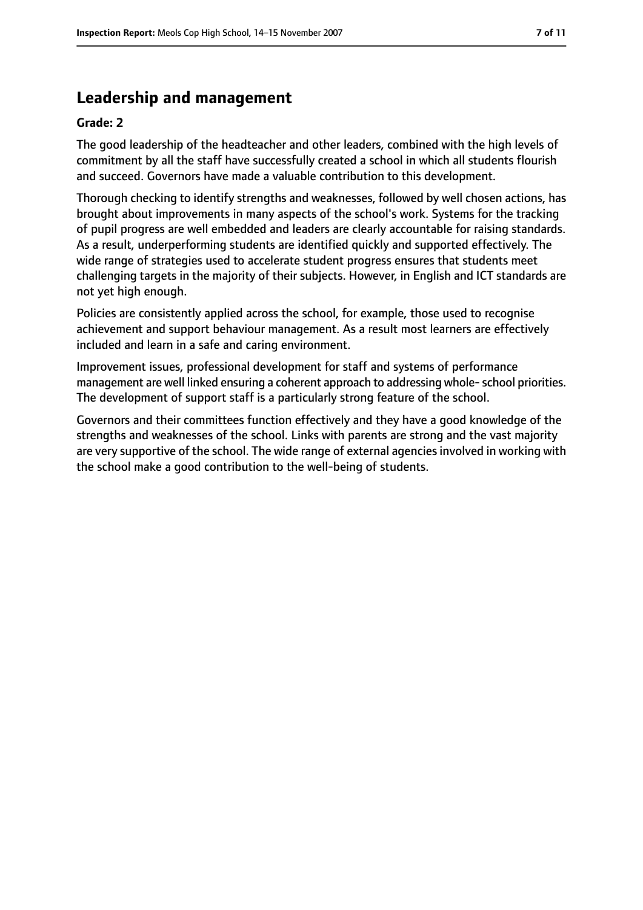## Leadership and management

**Grade: 2**

The good leadership of the headteacher and other leaders, combined with the high levels of commitment by all the staff have successfully created a school in which all students flourish and succeed. Governors have made a valuable contribution to this development.

Thorough checking to identify strengths and weaknesses, followed by well chosen actions, has brought about improvements in many aspects of the school's work. Systems for the tracking of pupil progress are well embedded and leaders are clearly accountable for raising standards. As a result, underperforming students are identified quickly and supported effectively. The wide range of strategies used to accelerate student progress ensures that students meet challenging targets in the majority of their subjects. However, in English and ICT standards are not yet high enough.

Policies are consistently applied across the school, for example, those used to recognise achievement and support behaviour management. As a result most learners are effectively included and learn in a safe and caring environment.

Improvement issues, professional development for staff and systems of performance management are well linked ensuring a coherent approach to addressing whole- school priorities. The development of support staff is a particularly strong feature of the school.

Governors and their committees function effectively and they have a good knowledge of the strengths and weaknesses of the school. Links with parents are strong and the vast majority are very supportive of the school. The wide range of external agencies involved in working with the school make a good contribution to the well-being of students.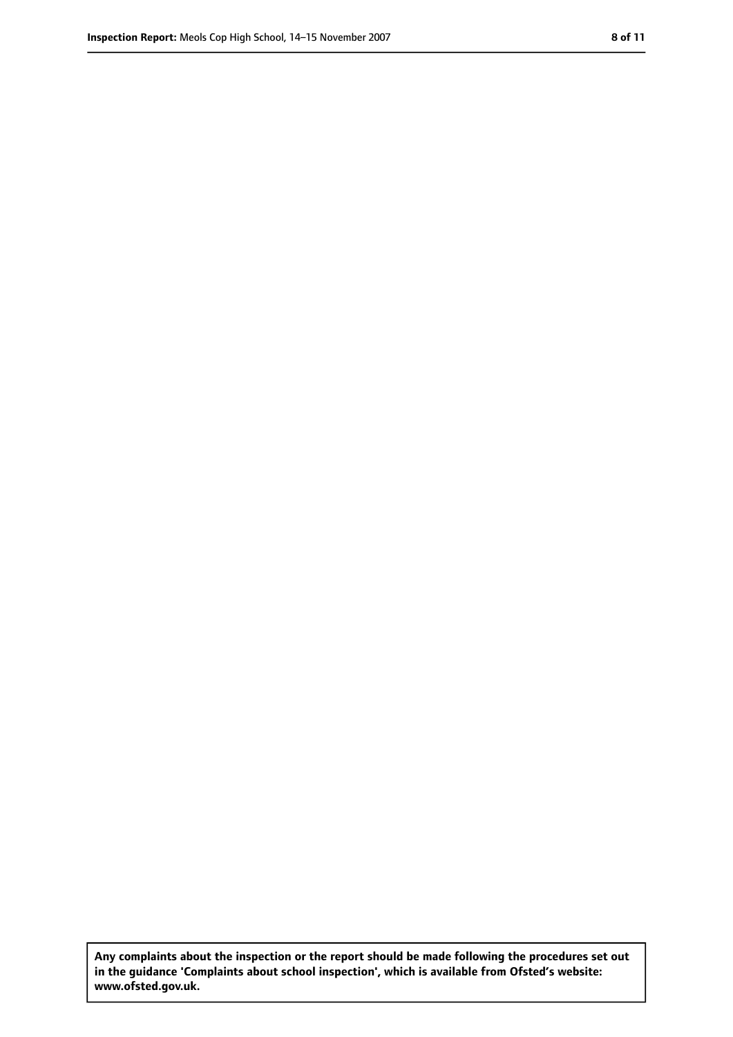**Any complaints about the inspection or the report should be made following the procedures set out in the guidance 'Complaints about school inspection', which is available from Ofsted's website: www.ofsted.gov.uk.**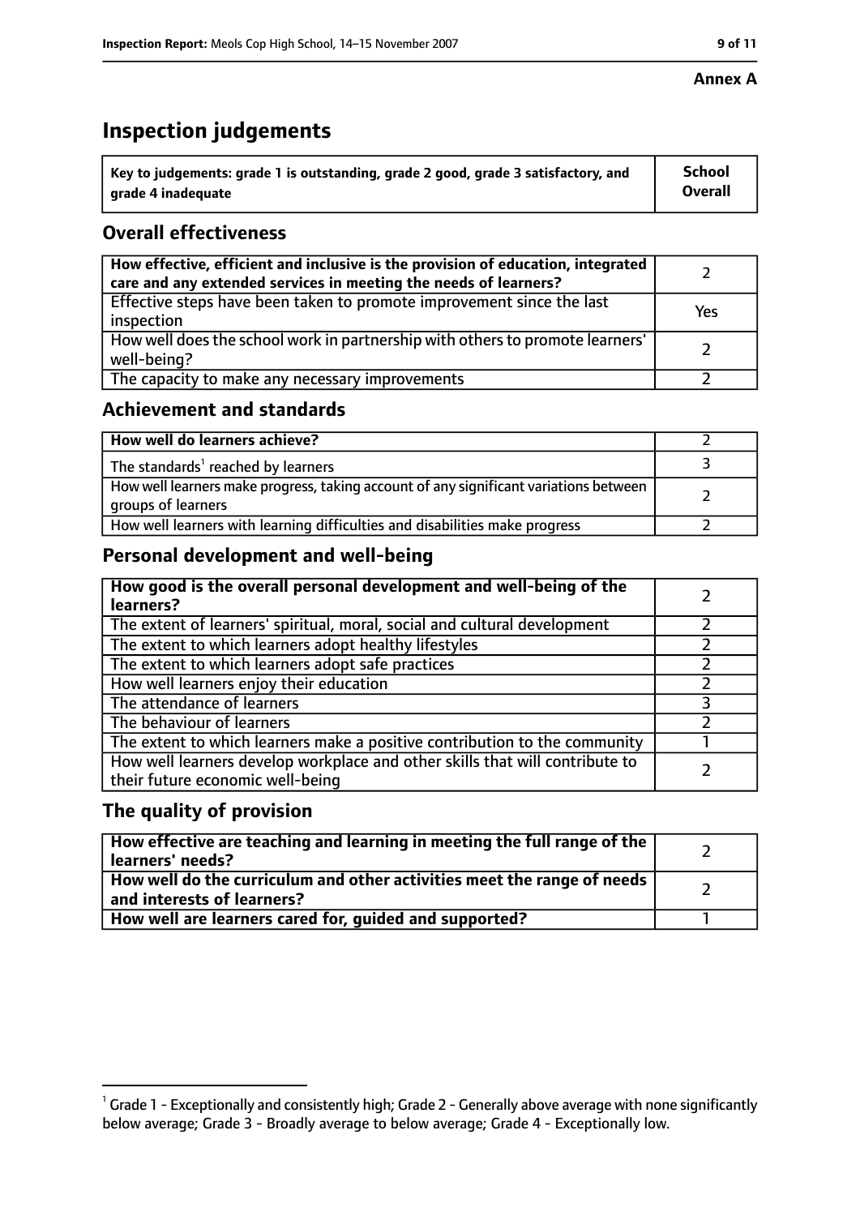**Annex A**

# Inspection judgements

| Key to judgements: grade 1 is outstanding, grade 2 good, grade 3 satisfactory, and grade 4 inadequate | School Overall |
| --- | --- |

## Overall effectiveness

| | |
| --- | --- |
| How effective, efficient and inclusive is the provision of education, integrated care and any extended services in meeting the needs of learners? | 2 |
| Effective steps have been taken to promote improvement since the last inspection | Yes |
| How well does the school work in partnership with others to promote learners' well-being? | 2 |
| The capacity to make any necessary improvements | 2 |

## Achievement and standards

| | |
| --- | --- |
| **How well do learners achieve?** | 2 |
| The standards[1] reached by learners | 3 |
| How well learners make progress, taking account of any significant variations between groups of learners | 2 |
| How well learners with learning difficulties and disabilities make progress | 2 |

## Personal development and well-being

| | |
| --- | --- |
| **How good is the overall personal development and well-being of the learners?** | 2 |
| The extent of learners' spiritual, moral, social and cultural development | 2 |
| The extent to which learners adopt healthy lifestyles | 2 |
| The extent to which learners adopt safe practices | 2 |
| How well learners enjoy their education | 2 |
| The attendance of learners | 3 |
| The behaviour of learners | 2 |
| The extent to which learners make a positive contribution to the community | 1 |
| How well learners develop workplace and other skills that will contribute to their future economic well-being | 2 |

## The quality of provision

| | |
| --- | --- |
| **How effective are teaching and learning in meeting the full range of the learners' needs?** | 2 |
| **How well do the curriculum and other activities meet the range of needs and interests of learners?** | 2 |
| **How well are learners cared for, guided and supported?** | 1 |

[1] Grade 1 - Exceptionally and consistently high; Grade 2 - Generally above average with none significantly below average; Grade 3 - Broadly average to below average; Grade 4 - Exceptionally low.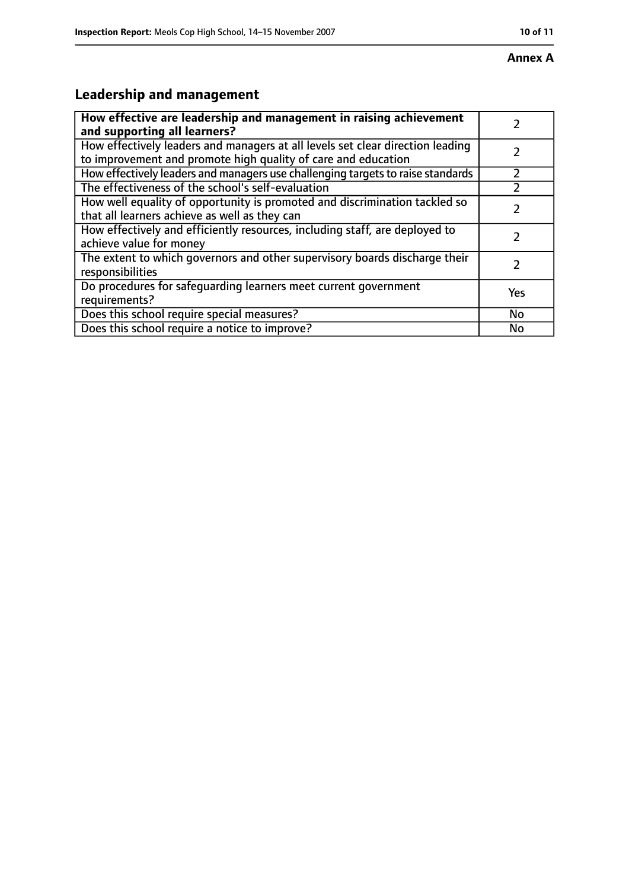**Annex A**

## Leadership and management

| **How effective are leadership and management in raising achievement and supporting all learners?** | 2 |
|---|---|
| How effectively leaders and managers at all levels set clear direction leading to improvement and promote high quality of care and education | 2 |
| How effectively leaders and managers use challenging targets to raise standards | 2 |
| The effectiveness of the school's self-evaluation | 2 |
| How well equality of opportunity is promoted and discrimination tackled so that all learners achieve as well as they can | 2 |
| How effectively and efficiently resources, including staff, are deployed to achieve value for money | 2 |
| The extent to which governors and other supervisory boards discharge their responsibilities | 2 |
| Do procedures for safeguarding learners meet current government requirements? | Yes |
| Does this school require special measures? | No |
| Does this school require a notice to improve? | No |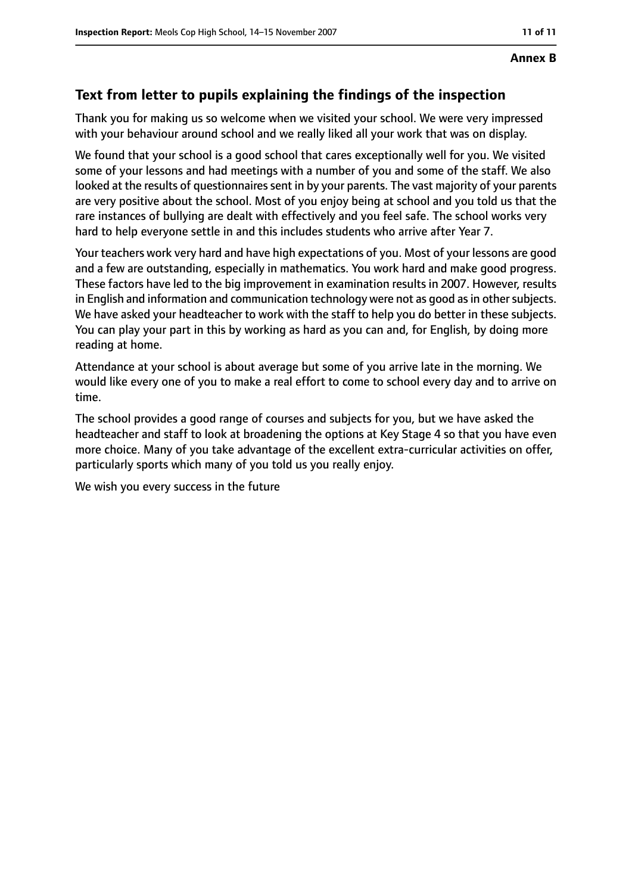**Annex B**

## Text from letter to pupils explaining the findings of the inspection

Thank you for making us so welcome when we visited your school. We were very impressed with your behaviour around school and we really liked all your work that was on display.

We found that your school is a good school that cares exceptionally well for you. We visited some of your lessons and had meetings with a number of you and some of the staff. We also looked at the results of questionnaires sent in by your parents. The vast majority of your parents are very positive about the school. Most of you enjoy being at school and you told us that the rare instances of bullying are dealt with effectively and you feel safe. The school works very hard to help everyone settle in and this includes students who arrive after Year 7.

Your teachers work very hard and have high expectations of you. Most of your lessons are good and a few are outstanding, especially in mathematics. You work hard and make good progress. These factors have led to the big improvement in examination results in 2007. However, results in English and information and communication technology were not as good as in other subjects. We have asked your headteacher to work with the staff to help you do better in these subjects. You can play your part in this by working as hard as you can and, for English, by doing more reading at home.

Attendance at your school is about average but some of you arrive late in the morning. We would like every one of you to make a real effort to come to school every day and to arrive on time.

The school provides a good range of courses and subjects for you, but we have asked the headteacher and staff to look at broadening the options at Key Stage 4 so that you have even more choice. Many of you take advantage of the excellent extra-curricular activities on offer, particularly sports which many of you told us you really enjoy.

We wish you every success in the future